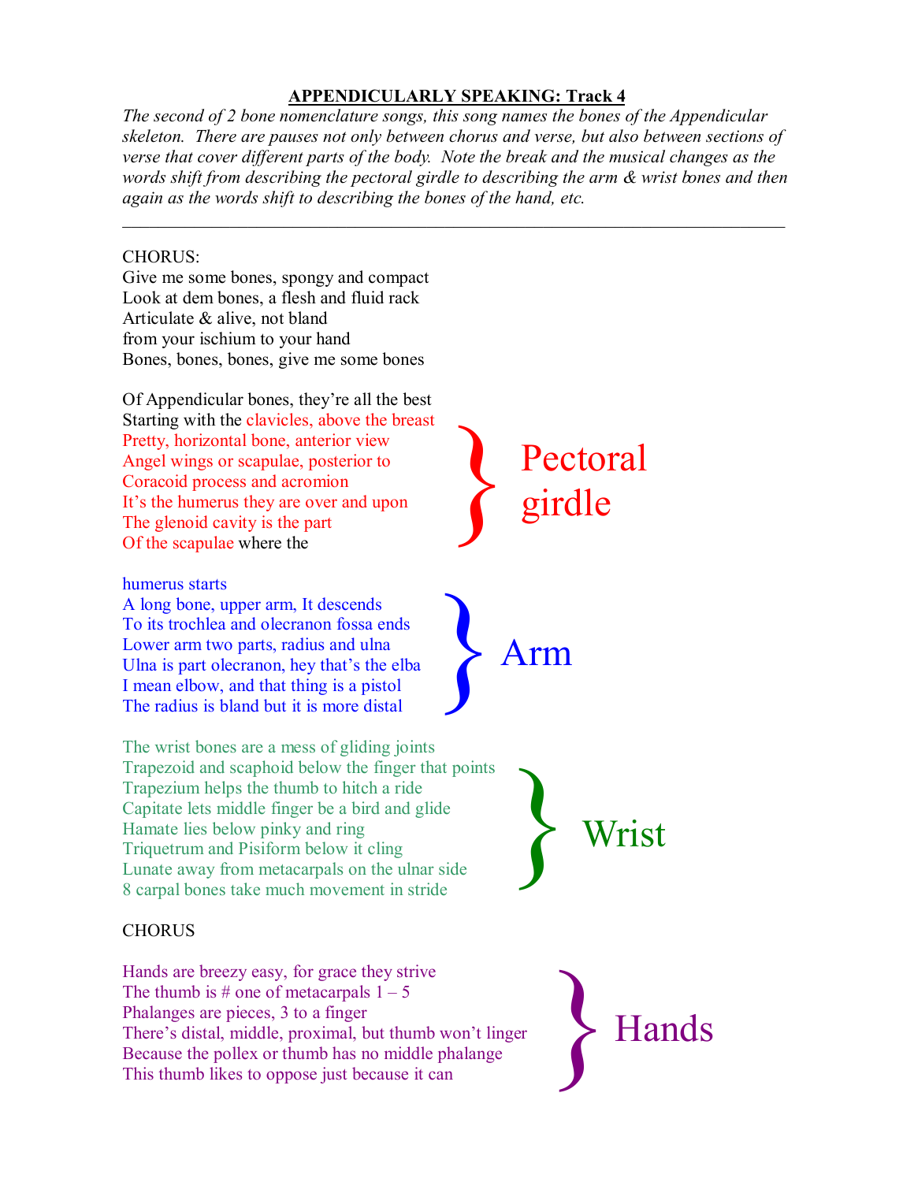# APPENDICULARLY SPEAKING: Track 4

*The second of 2 bone nomenclature songs, this song names the bones of the Appendicular skeleton. There are pauses not only between chorus and verse, but also between sections of verse that cover different parts of the body. Note the break and the musical changes as the words shift from describing the pectoral girdle to describing the arm & wrist bones and then again as the words shift to describing the bones of the hand, etc.*

---

CHORUS:
Give me some bones, spongy and compact
Look at dem bones, a flesh and fluid rack
Articulate & alive, not bland
from your ischium to your hand
Bones, bones, bones, give me some bones

Of Appendicular bones, they're all the best
Starting with the clavicles, above the breast
Pretty, horizontal bone, anterior view
Angel wings or scapulae, posterior to
Coracoid process and acromion
It's the humerus they are over and upon
The glenoid cavity is the part
Of the scapulae where the

**Pectoral girdle**

humerus starts
A long bone, upper arm, It descends
To its trochlea and olecranon fossa ends
Lower arm two parts, radius and ulna
Ulna is part olecranon, hey that's the elba
I mean elbow, and that thing is a pistol
The radius is bland but it is more distal

**Arm**

The wrist bones are a mess of gliding joints
Trapezoid and scaphoid below the finger that points
Trapezium helps the thumb to hitch a ride
Capitate lets middle finger be a bird and glide
Hamate lies below pinky and ring
Triquetrum and Pisiform below it cling
Lunate away from metacarpals on the ulnar side
8 carpal bones take much movement in stride

**Wrist**

CHORUS

Hands are breezy easy, for grace they strive
The thumb is # one of metacarpals 1 – 5
Phalanges are pieces, 3 to a finger
There's distal, middle, proximal, but thumb won't linger
Because the pollex or thumb has no middle phalange
This thumb likes to oppose just because it can

**Hands**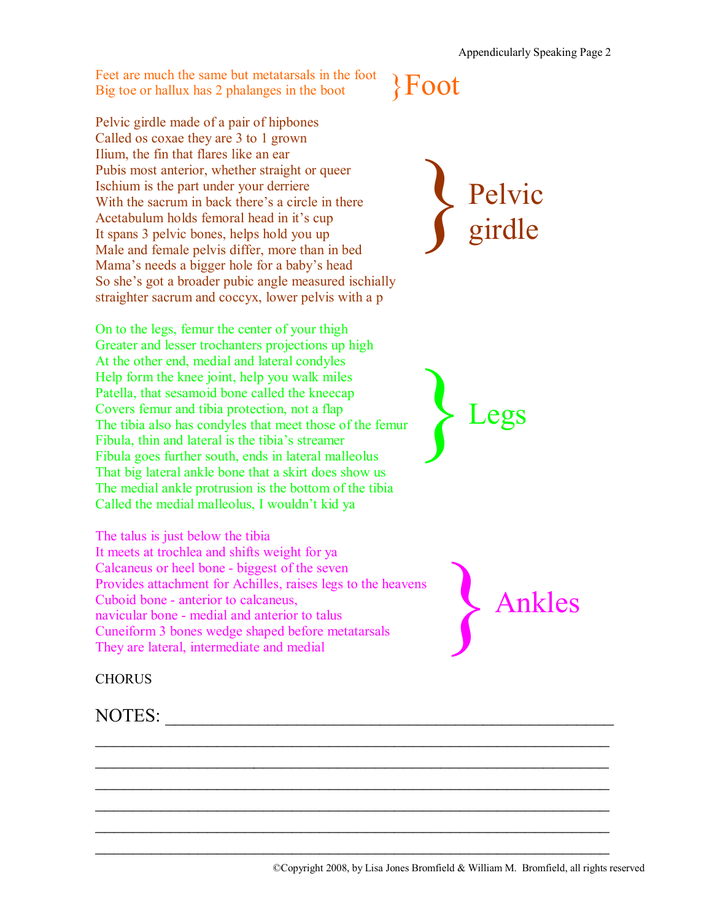Feet are much the same but metatarsals in the foot
Big toe or hallux has 2 phalanges in the boot

} Foot

Pelvic girdle made of a pair of hipbones
Called os coxae they are 3 to 1 grown
Ilium, the fin that flares like an ear
Pubis most anterior, whether straight or queer
Ischium is the part under your derriere
With the sacrum in back there's a circle in there
Acetabulum holds femoral head in it's cup
It spans 3 pelvic bones, helps hold you up
Male and female pelvis differ, more than in bed
Mama's needs a bigger hole for a baby's head
So she's got a broader pubic angle measured ischially
straighter sacrum and coccyx, lower pelvis with a p

} Pelvic girdle

On to the legs, femur the center of your thigh
Greater and lesser trochanters projections up high
At the other end, medial and lateral condyles
Help form the knee joint, help you walk miles
Patella, that sesamoid bone called the kneecap
Covers femur and tibia protection, not a flap
The tibia also has condyles that meet those of the femur
Fibula, thin and lateral is the tibia's streamer
Fibula goes further south, ends in lateral malleolus
That big lateral ankle bone that a skirt does show us
The medial ankle protrusion is the bottom of the tibia
Called the medial malleolus, I wouldn't kid ya

} Legs

The talus is just below the tibia
It meets at trochlea and shifts weight for ya
Calcaneus or heel bone - biggest of the seven
Provides attachment for Achilles, raises legs to the heavens
Cuboid bone - anterior to calcaneus,
navicular bone - medial and anterior to talus
Cuneiform 3 bones wedge shaped before metatarsals
They are lateral, intermediate and medial

} Ankles

CHORUS

NOTES: ____________________________________________________

____________________________________________________

____________________________________________________

____________________________________________________

____________________________________________________

____________________________________________________

____________________________________________________

©Copyright 2008, by Lisa Jones Bromfield & William M. Bromfield, all rights reserved